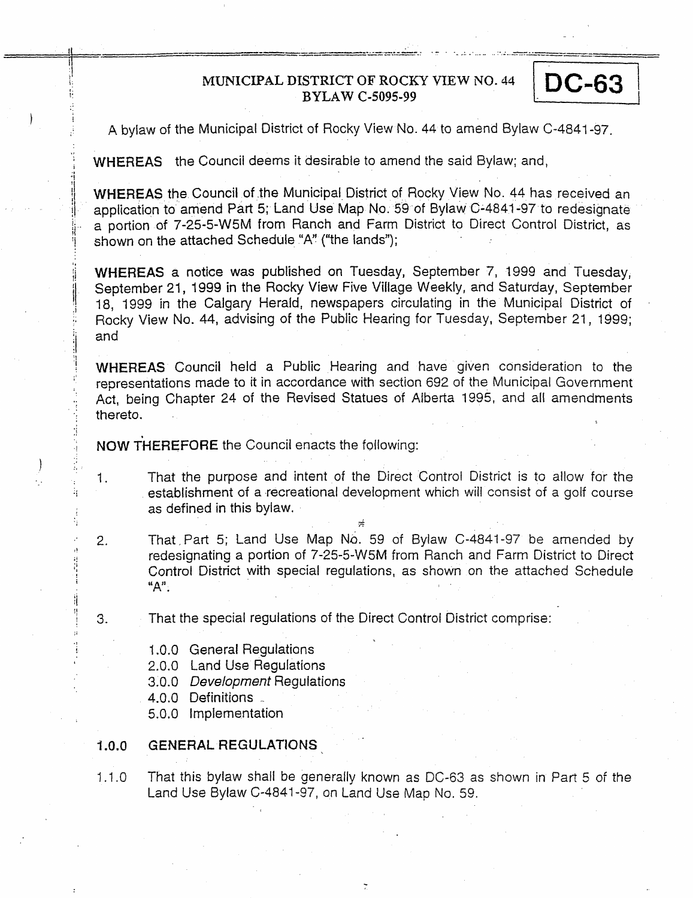# MUNICIPAL DISTRICT OF ROCKY VIEW NO. 44
## BYLAW C-5095-99

**DC-63**

A bylaw of the Municipal District of Rocky View No. 44 to amend Bylaw C-4841-97.

**WHEREAS** the Council deems it desirable to amend the said Bylaw; and,

**WHEREAS** the Council of the Municipal District of Rocky View No. 44 has received an application to amend Part 5; Land Use Map No. 59 of Bylaw C-4841-97 to redesignate a portion of 7-25-5-W5M from Ranch and Farm District to Direct Control District, as shown on the attached Schedule "A" ("the lands");

**WHEREAS** a notice was published on Tuesday, September 7, 1999 and Tuesday, September 21, 1999 in the Rocky View Five Village Weekly, and Saturday, September 18, 1999 in the Calgary Herald, newspapers circulating in the Municipal District of Rocky View No. 44, advising of the Public Hearing for Tuesday, September 21, 1999; and

**WHEREAS** Council held a Public Hearing and have given consideration to the representations made to it in accordance with section 692 of the Municipal Government Act, being Chapter 24 of the Revised Statues of Alberta 1995, and all amendments thereto.

**NOW THEREFORE** the Council enacts the following:

1. That the purpose and intent of the Direct Control District is to allow for the establishment of a recreational development which will consist of a golf course as defined in this bylaw.

2. That Part 5; Land Use Map No. 59 of Bylaw C-4841-97 be amended by redesignating a portion of 7-25-5-W5M from Ranch and Farm District to Direct Control District with special regulations, as shown on the attached Schedule "A".

3. That the special regulations of the Direct Control District comprise:

   1.0.0 General Regulations
   2.0.0 Land Use Regulations
   3.0.0 *Development* Regulations
   4.0.0 Definitions
   5.0.0 Implementation

**1.0.0 GENERAL REGULATIONS**

1.1.0 That this bylaw shall be generally known as DC-63 as shown in Part 5 of the Land Use Bylaw C-4841-97, on Land Use Map No. 59.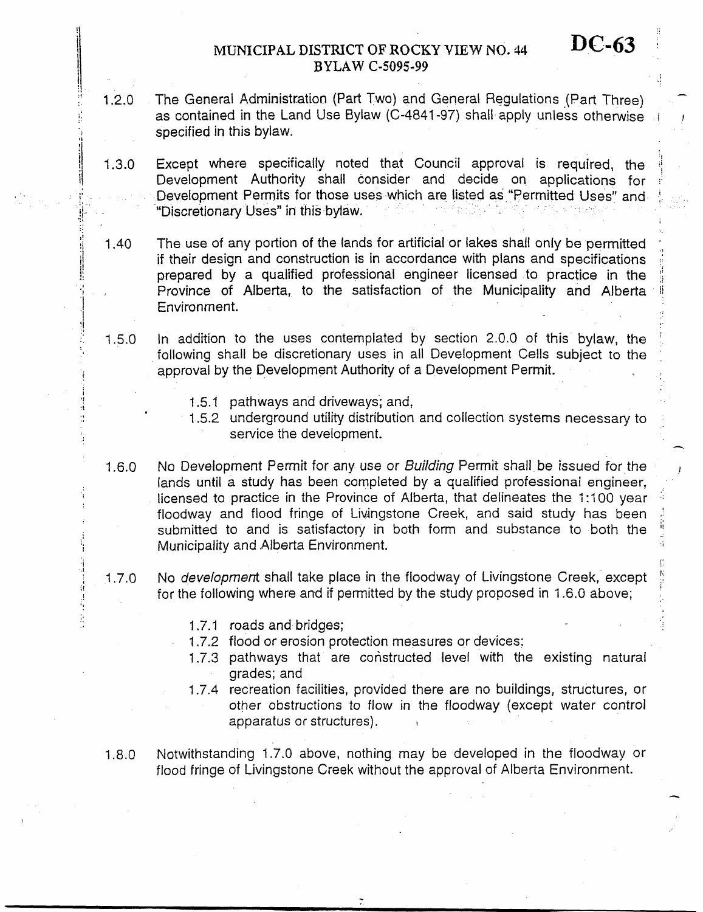1.2.0 The General Administration (Part Two) and General Regulations (Part Three) as contained in the Land Use Bylaw (C-4841-97) shall apply unless otherwise specified in this bylaw.

1.3.0 Except where specifically noted that Council approval is required, the Development Authority shall consider and decide on applications for Development Permits for those uses which are listed as "Permitted Uses" and "Discretionary Uses" in this bylaw.

1.40 The use of any portion of the lands for artificial or lakes shall only be permitted if their design and construction is in accordance with plans and specifications prepared by a qualified professional engineer licensed to practice in the Province of Alberta, to the satisfaction of the Municipality and Alberta Environment.

1.5.0 In addition to the uses contemplated by section 2.0.0 of this bylaw, the following shall be discretionary uses in all Development Cells subject to the approval by the Development Authority of a Development Permit.

- 1.5.1 pathways and driveways; and,
- 1.5.2 underground utility distribution and collection systems necessary to service the development.

1.6.0 No Development Permit for any use or *Building* Permit shall be issued for the lands until a study has been completed by a qualified professional engineer, licensed to practice in the Province of Alberta, that delineates the 1:100 year floodway and flood fringe of Livingstone Creek, and said study has been submitted to and is satisfactory in both form and substance to both the Municipality and Alberta Environment.

1.7.0 No *development* shall take place in the floodway of Livingstone Creek, except for the following where and if permitted by the study proposed in 1.6.0 above;

- 1.7.1 roads and bridges;
- 1.7.2 flood or erosion protection measures or devices;
- 1.7.3 pathways that are constructed level with the existing natural grades; and
- 1.7.4 recreation facilities, provided there are no buildings, structures, or other obstructions to flow in the floodway (except water control apparatus or structures).

1.8.0 Notwithstanding 1.7.0 above, nothing may be developed in the floodway or flood fringe of Livingstone Creek without the approval of Alberta Environment.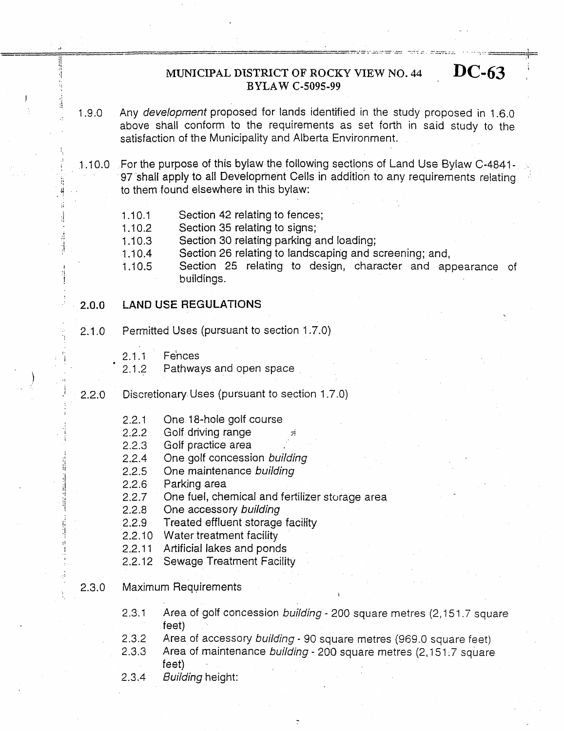1.9.0 Any *development* proposed for lands identified in the study proposed in 1.6.0 above shall conform to the requirements as set forth in said study to the satisfaction of the Municipality and Alberta Environment.

1.10.0 For the purpose of this bylaw the following sections of Land Use Bylaw C-4841-97 shall apply to all Development Cells in addition to any requirements relating to them found elsewhere in this bylaw:

- 1.10.1 Section 42 relating to fences;
- 1.10.2 Section 35 relating to signs;
- 1.10.3 Section 30 relating parking and loading;
- 1.10.4 Section 26 relating to landscaping and screening; and,
- 1.10.5 Section 25 relating to design, character and appearance of buildings.

## 2.0.0 LAND USE REGULATIONS

2.1.0 Permitted Uses (pursuant to section 1.7.0)

- 2.1.1 Fences
- 2.1.2 Pathways and open space

2.2.0 Discretionary Uses (pursuant to section 1.7.0)

- 2.2.1 One 18-hole golf course
- 2.2.2 Golf driving range
- 2.2.3 Golf practice area
- 2.2.4 One golf concession *building*
- 2.2.5 One maintenance *building*
- 2.2.6 Parking area
- 2.2.7 One fuel, chemical and fertilizer storage area
- 2.2.8 One accessory *building*
- 2.2.9 Treated effluent storage facility
- 2.2.10 Water treatment facility
- 2.2.11 Artificial lakes and ponds
- 2.2.12 Sewage Treatment Facility

2.3.0 Maximum Requirements

- 2.3.1 Area of golf concession *building* - 200 square metres (2,151.7 square feet)
- 2.3.2 Area of accessory *building* - 90 square metres (969.0 square feet)
- 2.3.3 Area of maintenance *building* - 200 square metres (2,151.7 square feet)
- 2.3.4 *Building* height: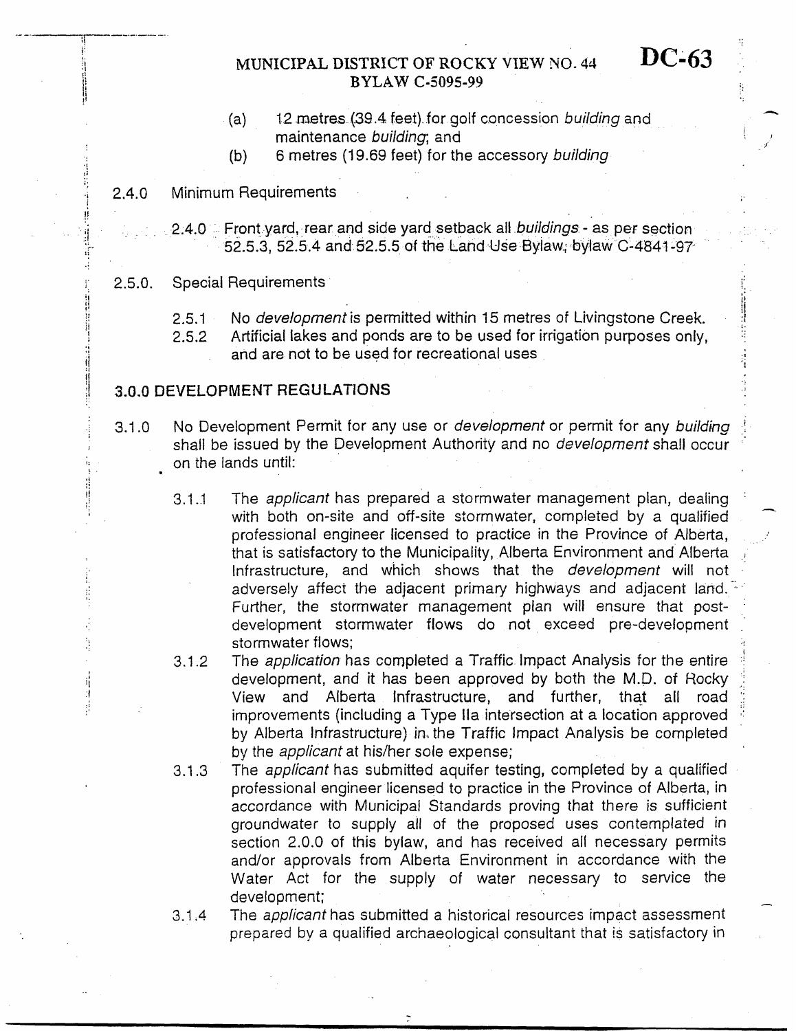(a) 12 metres (39.4 feet) for golf concession *building* and maintenance *building*; and

(b) 6 metres (19.69 feet) for the accessory *building*

2.4.0 Minimum Requirements

2.4.0 Front yard, rear and side yard setback all *buildings* - as per section 52.5.3, 52.5.4 and 52.5.5 of the Land Use Bylaw, bylaw C-4841-97

2.5.0. Special Requirements

2.5.1 No *development* is permitted within 15 metres of Livingstone Creek.

2.5.2 Artificial lakes and ponds are to be used for irrigation purposes only, and are not to be used for recreational uses

## 3.0.0 DEVELOPMENT REGULATIONS

3.1.0 No Development Permit for any use or *development* or permit for any *building* shall be issued by the Development Authority and no *development* shall occur on the lands until:

3.1.1 The *applicant* has prepared a stormwater management plan, dealing with both on-site and off-site stormwater, completed by a qualified professional engineer licensed to practice in the Province of Alberta, that is satisfactory to the Municipality, Alberta Environment and Alberta Infrastructure, and which shows that the *development* will not adversely affect the adjacent primary highways and adjacent land. Further, the stormwater management plan will ensure that post-development stormwater flows do not exceed pre-development stormwater flows;

3.1.2 The *application* has completed a Traffic Impact Analysis for the entire development, and it has been approved by both the M.D. of Rocky View and Alberta Infrastructure, and further, that all road improvements (including a Type IIa intersection at a location approved by Alberta Infrastructure) in the Traffic Impact Analysis be completed by the *applicant* at his/her sole expense;

3.1.3 The *applicant* has submitted aquifer testing, completed by a qualified professional engineer licensed to practice in the Province of Alberta, in accordance with Municipal Standards proving that there is sufficient groundwater to supply all of the proposed uses contemplated in section 2.0.0 of this bylaw, and has received all necessary permits and/or approvals from Alberta Environment in accordance with the Water Act for the supply of water necessary to service the development;

3.1.4 The *applicant* has submitted a historical resources impact assessment prepared by a qualified archaeological consultant that is satisfactory in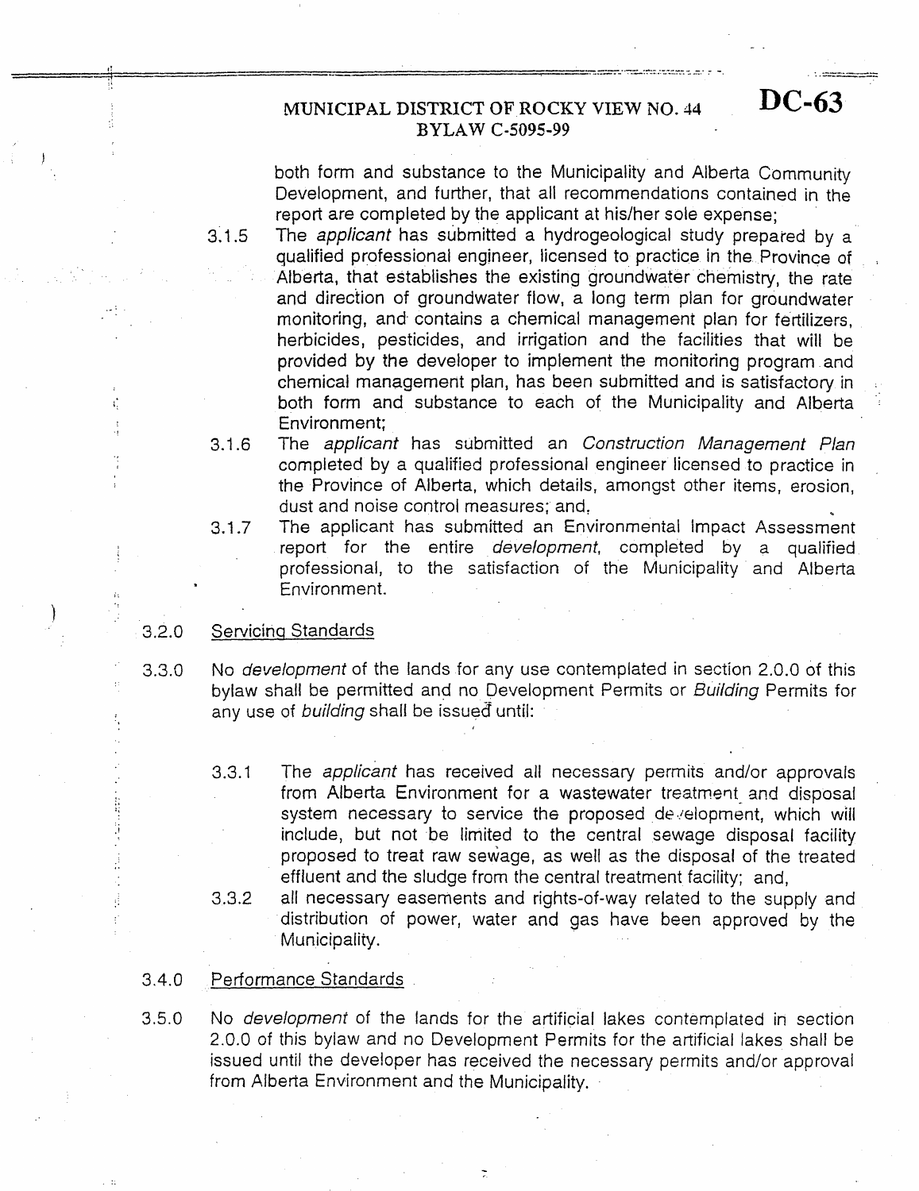both form and substance to the Municipality and Alberta Community Development, and further, that all recommendations contained in the report are completed by the applicant at his/her sole expense;

3.1.5 The *applicant* has submitted a hydrogeological study prepared by a qualified professional engineer, licensed to practice in the Province of Alberta, that establishes the existing groundwater chemistry, the rate and direction of groundwater flow, a long term plan for groundwater monitoring, and contains a chemical management plan for fertilizers, herbicides, pesticides, and irrigation and the facilities that will be provided by the developer to implement the monitoring program and chemical management plan, has been submitted and is satisfactory in both form and substance to each of the Municipality and Alberta Environment;

3.1.6 The *applicant* has submitted an *Construction Management Plan* completed by a qualified professional engineer licensed to practice in the Province of Alberta, which details, amongst other items, erosion, dust and noise control measures; and,

3.1.7 The applicant has submitted an Environmental Impact Assessment report for the entire *development*, completed by a qualified professional, to the satisfaction of the Municipality and Alberta Environment.

3.2.0 Servicing Standards

3.3.0 No *development* of the lands for any use contemplated in section 2.0.0 of this bylaw shall be permitted and no Development Permits or *Building* Permits for any use of *building* shall be issued until:

3.3.1 The *applicant* has received all necessary permits and/or approvals from Alberta Environment for a wastewater treatment and disposal system necessary to service the proposed development, which will include, but not be limited to the central sewage disposal facility proposed to treat raw sewage, as well as the disposal of the treated effluent and the sludge from the central treatment facility; and,

3.3.2 all necessary easements and rights-of-way related to the supply and distribution of power, water and gas have been approved by the Municipality.

3.4.0 Performance Standards

3.5.0 No *development* of the lands for the artificial lakes contemplated in section 2.0.0 of this bylaw and no Development Permits for the artificial lakes shall be issued until the developer has received the necessary permits and/or approval from Alberta Environment and the Municipality.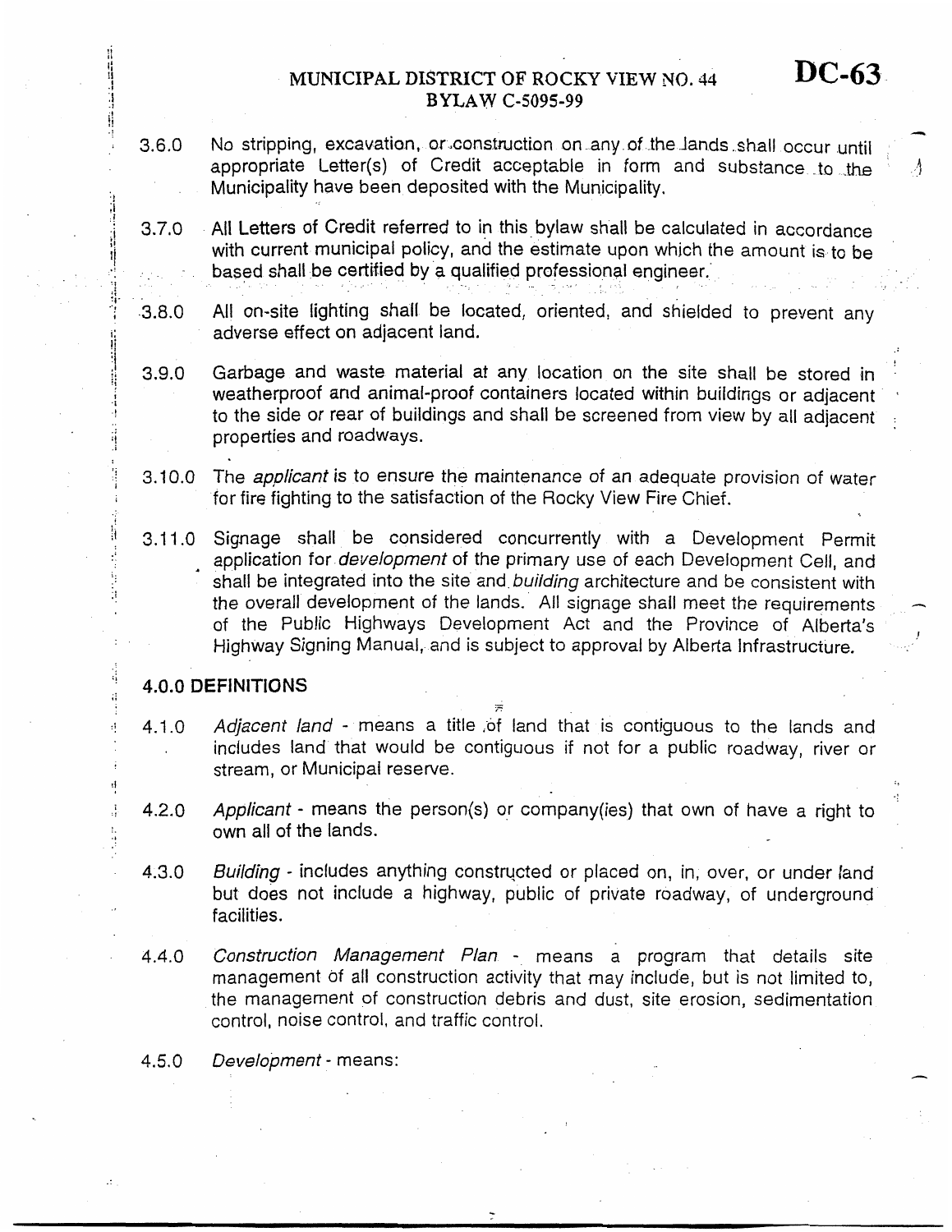3.6.0 No stripping, excavation, or construction on any of the lands shall occur until appropriate Letter(s) of Credit acceptable in form and substance to the Municipality have been deposited with the Municipality.

3.7.0 All Letters of Credit referred to in this bylaw shall be calculated in accordance with current municipal policy, and the estimate upon which the amount is to be based shall be certified by a qualified professional engineer.

3.8.0 All on-site lighting shall be located, oriented, and shielded to prevent any adverse effect on adjacent land.

3.9.0 Garbage and waste material at any location on the site shall be stored in weatherproof and animal-proof containers located within buildings or adjacent to the side or rear of buildings and shall be screened from view by all adjacent properties and roadways.

3.10.0 The *applicant* is to ensure the maintenance of an adequate provision of water for fire fighting to the satisfaction of the Rocky View Fire Chief.

3.11.0 Signage shall be considered concurrently with a Development Permit application for *development* of the primary use of each Development Cell, and shall be integrated into the site and *building* architecture and be consistent with the overall development of the lands. All signage shall meet the requirements of the Public Highways Development Act and the Province of Alberta's Highway Signing Manual, and is subject to approval by Alberta Infrastructure.

## 4.0.0 DEFINITIONS

4.1.0 *Adjacent land* - means a title of land that is contiguous to the lands and includes land that would be contiguous if not for a public roadway, river or stream, or Municipal reserve.

4.2.0 *Applicant* - means the person(s) or company(ies) that own of have a right to own all of the lands.

4.3.0 *Building* - includes anything constructed or placed on, in, over, or under land but does not include a highway, public of private roadway, of underground facilities.

4.4.0 *Construction Management Plan* - means a program that details site management of all construction activity that may include, but is not limited to, the management of construction debris and dust, site erosion, sedimentation control, noise control, and traffic control.

4.5.0 *Development* - means: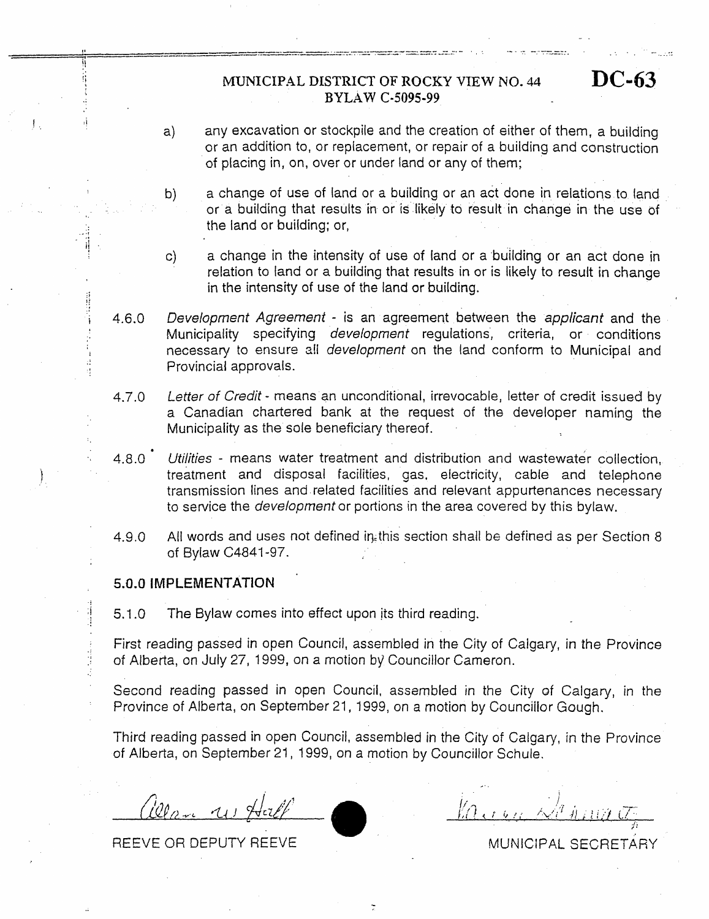MUNICIPAL DISTRICT OF ROCKY VIEW NO. 44
BYLAW C-5095-99

**DC-63**

a) any excavation or stockpile and the creation of either of them, a building or an addition to, or replacement, or repair of a building and construction of placing in, on, over or under land or any of them;

b) a change of use of land or a building or an act done in relations to land or a building that results in or is likely to result in change in the use of the land or building; or,

c) a change in the intensity of use of land or a building or an act done in relation to land or a building that results in or is likely to result in change in the intensity of use of the land or building.

4.6.0 *Development Agreement* - is an agreement between the *applicant* and the Municipality specifying *development* regulations, criteria, or conditions necessary to ensure all *development* on the land conform to Municipal and Provincial approvals.

4.7.0 *Letter of Credit* - means an unconditional, irrevocable, letter of credit issued by a Canadian chartered bank at the request of the developer naming the Municipality as the sole beneficiary thereof.

4.8.0 *Utilities* - means water treatment and distribution and wastewater collection, treatment and disposal facilities, gas, electricity, cable and telephone transmission lines and related facilities and relevant appurtenances necessary to service the *development* or portions in the area covered by this bylaw.

4.9.0 All words and uses not defined in this section shall be defined as per Section 8 of Bylaw C4841-97.

### 5.0.0 IMPLEMENTATION

5.1.0 The Bylaw comes into effect upon its third reading.

First reading passed in open Council, assembled in the City of Calgary, in the Province of Alberta, on July 27, 1999, on a motion by Councillor Cameron.

Second reading passed in open Council, assembled in the City of Calgary, in the Province of Alberta, on September 21, 1999, on a motion by Councillor Gough.

Third reading passed in open Council, assembled in the City of Calgary, in the Province of Alberta, on September 21, 1999, on a motion by Councillor Schule.

REEVE OR DEPUTY REEVE

MUNICIPAL SECRETARY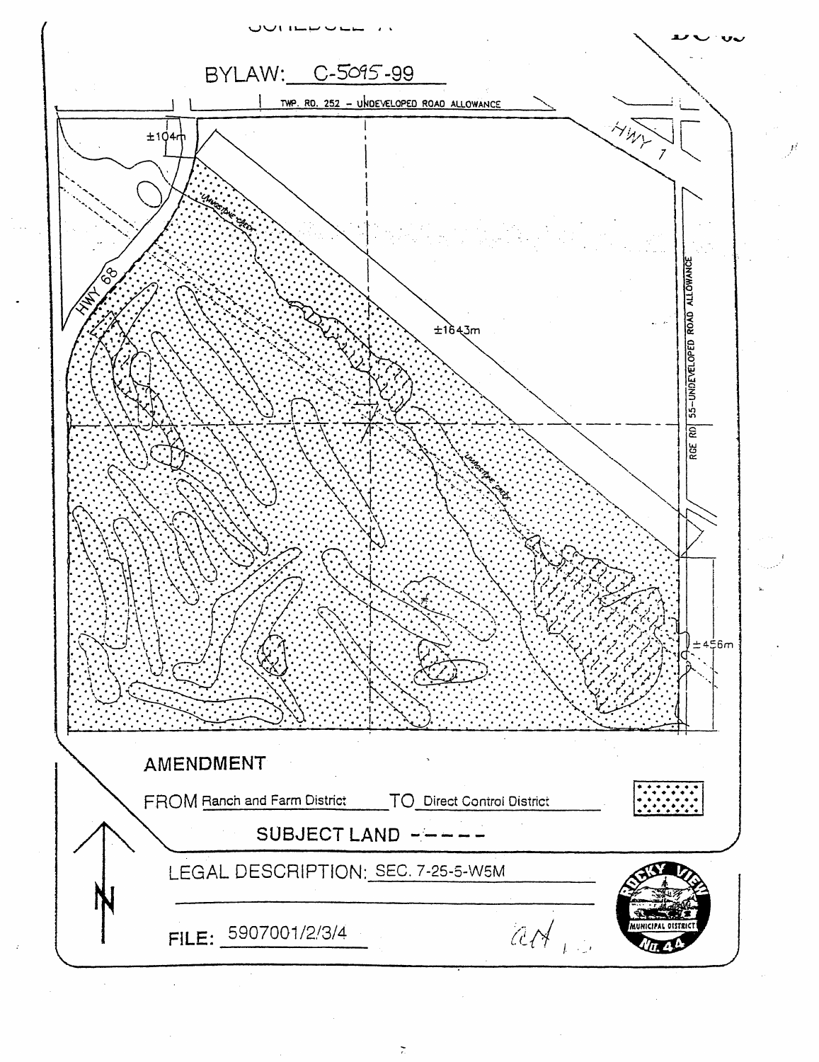SCHEDULE A

DC-65

BYLAW: C-5095-99

TWP. RD. 252 - UNDEVELOPED ROAD ALLOWANCE

HWY 1

HWY 68

±104m

±1643m

±456m

RGE RD 55-UNDEVELOPED ROAD ALLOWANCE

LIMESTONE CREEK

LIMESTONE CREEK

## AMENDMENT

FROM Ranch and Farm District TO Direct Control District

**SUBJECT LAND - - - - -**

LEGAL DESCRIPTION: SEC. 7-25-5-W5M

FILE: 5907001/2/3/4

ROCKY VIEW MUNICIPAL DISTRICT No. 44